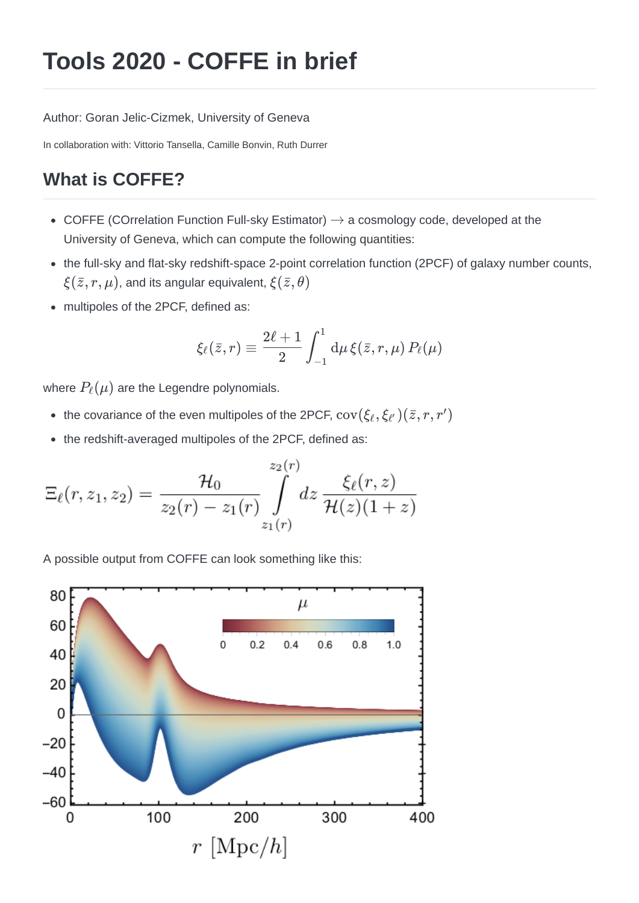# Tools 2020 - COFFE in brief

Author: Goran Jelic-Cizmek, University of Geneva

In collaboration with: Vittorio Tansella, Camille Bonvin, Ruth Durrer

## What is COFFE?

- COFFE (COrrelation Function Full-sky Estimator) $\rightarrow$ a cosmology code, developed at the University of Geneva, which can compute the following quantities:
- the full-sky and flat-sky redshift-space 2-point correlation function (2PCF) of galaxy number counts, $\xi(\bar{z}, r, \mu)$, and its angular equivalent, $\xi(\bar{z}, \theta)$
- multipoles of the 2PCF, defined as:

$$\xi_\ell(\bar{z}, r) \equiv \frac{2\ell + 1}{2} \int_{-1}^{1} \mathrm{d}\mu \, \xi(\bar{z}, r, \mu) \, P_\ell(\mu)$$

where $P_\ell(\mu)$ are the Legendre polynomials.

- the covariance of the even multipoles of the 2PCF, $\mathrm{cov}(\xi_\ell, \xi_{\ell'})(\bar{z}, r, r')$
- the redshift-averaged multipoles of the 2PCF, defined as:

$$\Xi_\ell(r, z_1, z_2) = \frac{\mathcal{H}_0}{z_2(r) - z_1(r)} \int\limits_{z_1(r)}^{z_2(r)} dz \, \frac{\xi_\ell(r, z)}{\mathcal{H}(z)(1 + z)}$$

A possible output from COFFE can look something like this: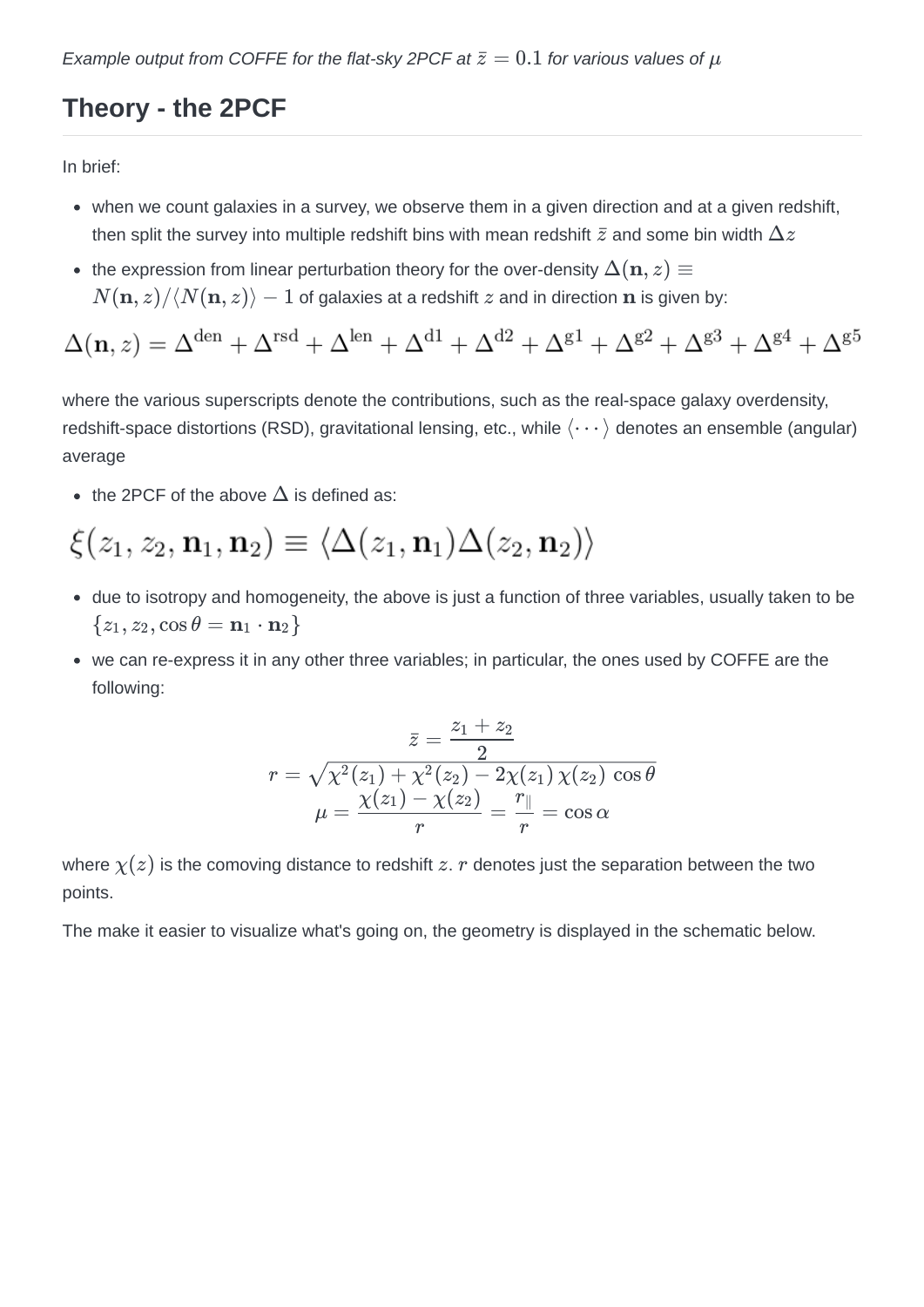*Example output from COFFE for the flat-sky 2PCF at $\bar{z} = 0.1$ for various values of $\mu$*

## Theory - the 2PCF

In brief:

- when we count galaxies in a survey, we observe them in a given direction and at a given redshift, then split the survey into multiple redshift bins with mean redshift $\bar{z}$ and some bin width $\Delta z$
- the expression from linear perturbation theory for the over-density $\Delta(\mathbf{n}, z) \equiv N(\mathbf{n}, z)/\langle N(\mathbf{n}, z)\rangle - 1$ of galaxies at a redshift $z$ and in direction $\mathbf{n}$ is given by:

$$\Delta(\mathbf{n}, z) = \Delta^{\mathrm{den}} + \Delta^{\mathrm{rsd}} + \Delta^{\mathrm{len}} + \Delta^{\mathrm{d1}} + \Delta^{\mathrm{d2}} + \Delta^{\mathrm{g1}} + \Delta^{\mathrm{g2}} + \Delta^{\mathrm{g3}} + \Delta^{\mathrm{g4}} + \Delta^{\mathrm{g5}}$$

where the various superscripts denote the contributions, such as the real-space galaxy overdensity, redshift-space distortions (RSD), gravitational lensing, etc., while $\langle \cdots \rangle$ denotes an ensemble (angular) average

- the 2PCF of the above $\Delta$ is defined as:

$$\xi(z_1, z_2, \mathbf{n}_1, \mathbf{n}_2) \equiv \langle \Delta(z_1, \mathbf{n}_1) \Delta(z_2, \mathbf{n}_2) \rangle$$

- due to isotropy and homogeneity, the above is just a function of three variables, usually taken to be $\{z_1, z_2, \cos\theta = \mathbf{n}_1 \cdot \mathbf{n}_2\}$
- we can re-express it in any other three variables; in particular, the ones used by COFFE are the following:

$$\bar{z} = \frac{z_1 + z_2}{2}$$
$$r = \sqrt{\chi^2(z_1) + \chi^2(z_2) - 2\chi(z_1)\,\chi(z_2)\,\cos\theta}$$
$$\mu = \frac{\chi(z_1) - \chi(z_2)}{r} = \frac{r_\parallel}{r} = \cos\alpha$$

where $\chi(z)$ is the comoving distance to redshift $z$. $r$ denotes just the separation between the two points.

The make it easier to visualize what's going on, the geometry is displayed in the schematic below.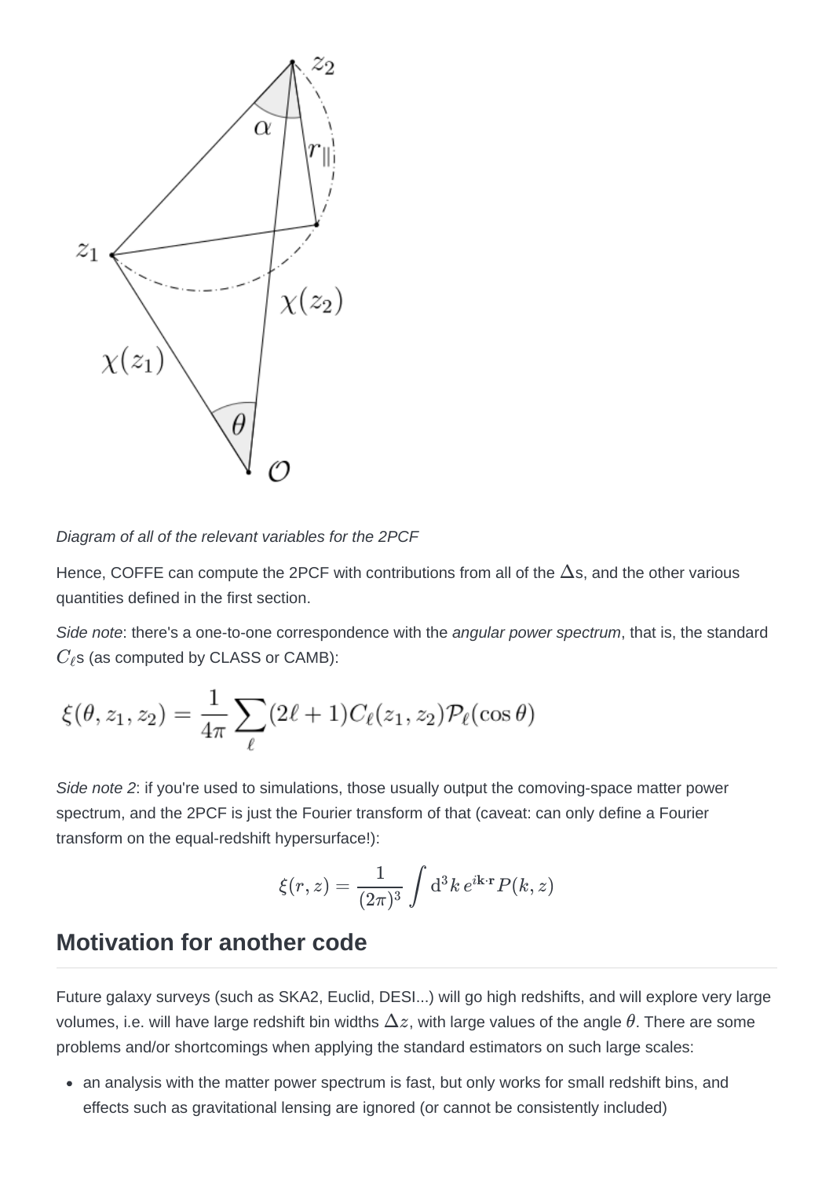*Diagram of all of the relevant variables for the 2PCF*

Hence, COFFE can compute the 2PCF with contributions from all of the $\Delta$s, and the other various quantities defined in the first section.

*Side note*: there's a one-to-one correspondence with the *angular power spectrum*, that is, the standard $C_\ell$s (as computed by CLASS or CAMB):

$$\xi(\theta, z_1, z_2) = \frac{1}{4\pi} \sum_\ell (2\ell + 1) C_\ell(z_1, z_2) \mathcal{P}_\ell(\cos\theta)$$

*Side note 2*: if you're used to simulations, those usually output the comoving-space matter power spectrum, and the 2PCF is just the Fourier transform of that (caveat: can only define a Fourier transform on the equal-redshift hypersurface!):

$$\xi(r, z) = \frac{1}{(2\pi)^3} \int \mathrm{d}^3k \, e^{i\mathbf{k}\cdot\mathbf{r}} P(k, z)$$

## Motivation for another code

Future galaxy surveys (such as SKA2, Euclid, DESI...) will go high redshifts, and will explore very large volumes, i.e. will have large redshift bin widths $\Delta z$, with large values of the angle $\theta$. There are some problems and/or shortcomings when applying the standard estimators on such large scales:

- an analysis with the matter power spectrum is fast, but only works for small redshift bins, and effects such as gravitational lensing are ignored (or cannot be consistently included)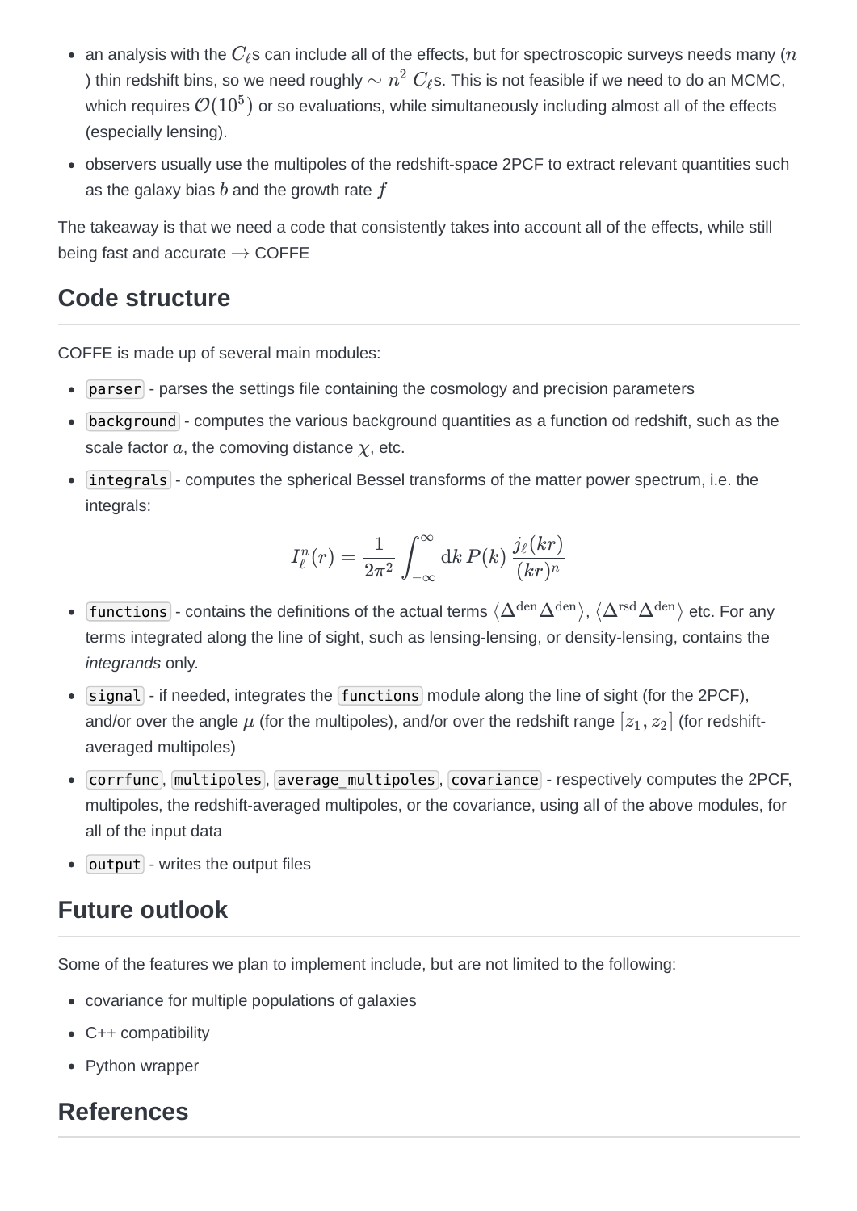- an analysis with the $C_\ell$s can include all of the effects, but for spectroscopic surveys needs many ($n$) thin redshift bins, so we need roughly $\sim n^2$ $C_\ell$s. This is not feasible if we need to do an MCMC, which requires $\mathcal{O}(10^5)$ or so evaluations, while simultaneously including almost all of the effects (especially lensing).
- observers usually use the multipoles of the redshift-space 2PCF to extract relevant quantities such as the galaxy bias $b$ and the growth rate $f$

The takeaway is that we need a code that consistently takes into account all of the effects, while still being fast and accurate $\rightarrow$ COFFE

## Code structure

COFFE is made up of several main modules:

- `parser` - parses the settings file containing the cosmology and precision parameters
- `background` - computes the various background quantities as a function od redshift, such as the scale factor $a$, the comoving distance $\chi$, etc.
- `integrals` - computes the spherical Bessel transforms of the matter power spectrum, i.e. the integrals:

$$I_\ell^n(r) = \frac{1}{2\pi^2} \int_{-\infty}^{\infty} \mathrm{d}k \, P(k) \, \frac{j_\ell(kr)}{(kr)^n}$$

- `functions` - contains the definitions of the actual terms $\langle \Delta^{\mathrm{den}} \Delta^{\mathrm{den}} \rangle$, $\langle \Delta^{\mathrm{rsd}} \Delta^{\mathrm{den}} \rangle$ etc. For any terms integrated along the line of sight, such as lensing-lensing, or density-lensing, contains the *integrands* only.
- `signal` - if needed, integrates the `functions` module along the line of sight (for the 2PCF), and/or over the angle $\mu$ (for the multipoles), and/or over the redshift range $[z_1, z_2]$ (for redshift-averaged multipoles)
- `corrfunc`, `multipoles`, `average_multipoles`, `covariance` - respectively computes the 2PCF, multipoles, the redshift-averaged multipoles, or the covariance, using all of the above modules, for all of the input data
- `output` - writes the output files

## Future outlook

Some of the features we plan to implement include, but are not limited to the following:

- covariance for multiple populations of galaxies
- C++ compatibility
- Python wrapper

## References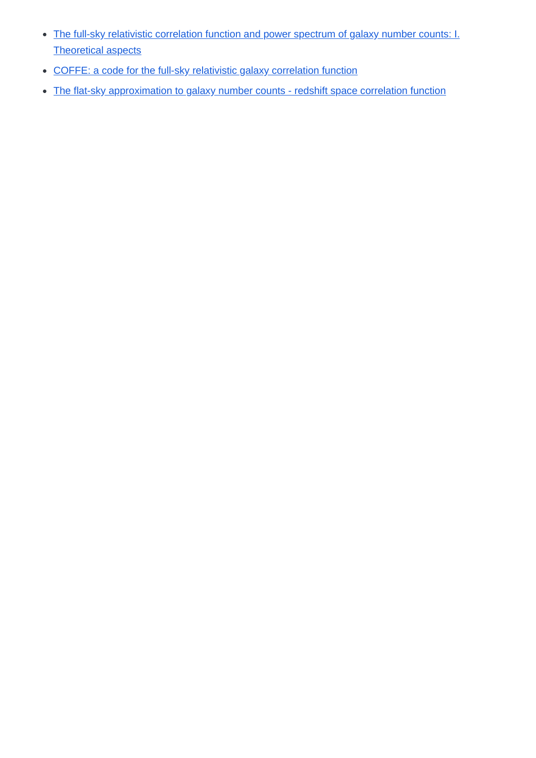- The full-sky relativistic correlation function and power spectrum of galaxy number counts: I. Theoretical aspects
- COFFE: a code for the full-sky relativistic galaxy correlation function
- The flat-sky approximation to galaxy number counts - redshift space correlation function